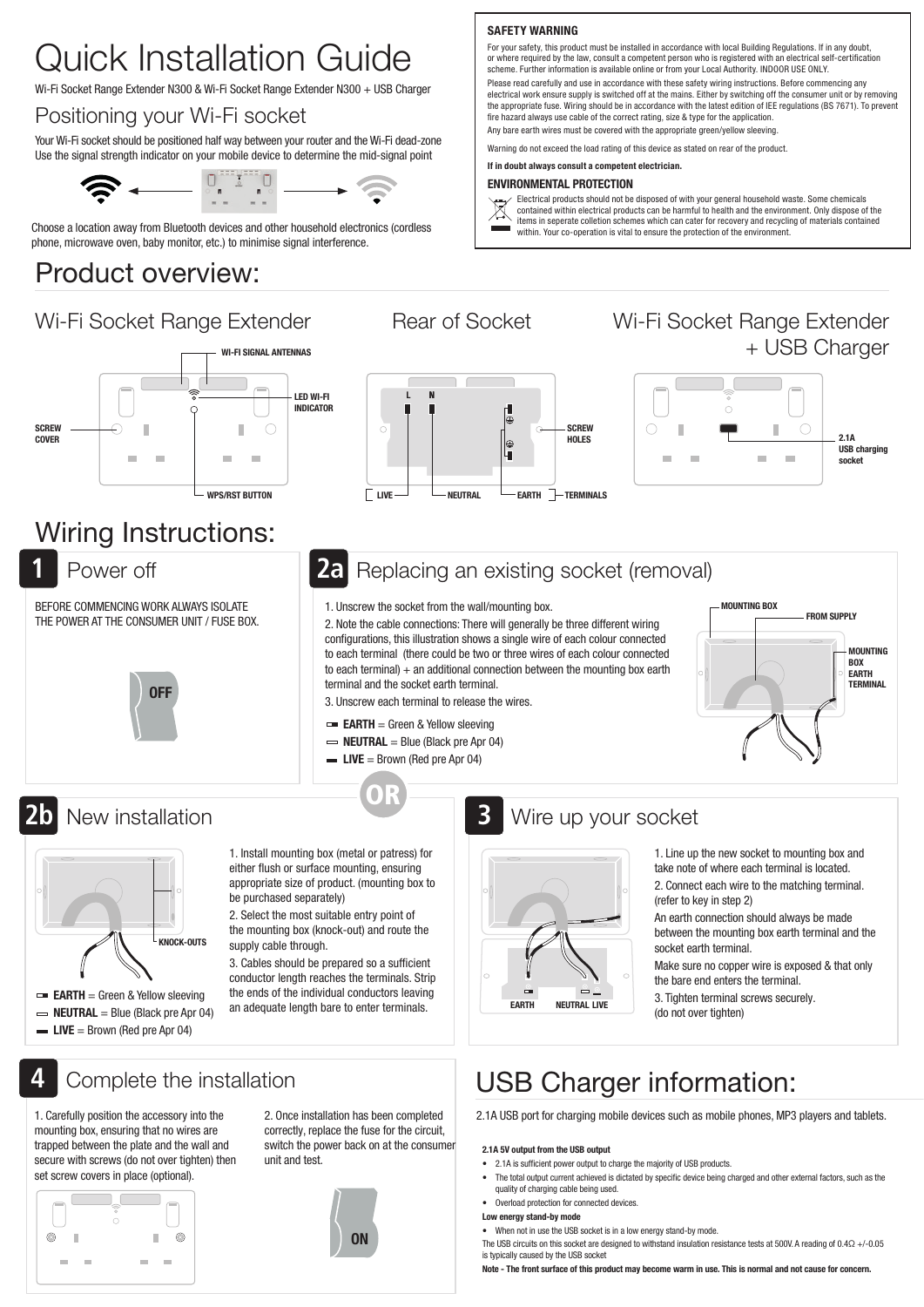# Quick Installation Guide

Wi-Fi Socket Range Extender N300 & Wi-Fi Socket Range Extender N300 + USB Charger

## Positioning your Wi-Fi socket

Your Wi-Fi socket should be positioned half way between your router and the Wi-Fi dead-zone
Use the signal strength indicator on your mobile device to determine the mid-signal point

Choose a location away from Bluetooth devices and other household electronics (cordless phone, microwave oven, baby monitor, etc.) to minimise signal interference.

### SAFETY WARNING

For your safety, this product must be installed in accordance with local Building Regulations. If in any doubt, or where required by the law, consult a competent person who is registered with an electrical self-certification scheme. Further information is available online or from your Local Authority. INDOOR USE ONLY.

Please read carefully and use in accordance with these safety wiring instructions. Before commencing any electrical work ensure supply is switched off at the mains. Either by switching off the consumer unit or by removing the appropriate fuse. Wiring should be in accordance with the latest edition of IEE regulations (BS 7671). To prevent fire hazard always use cable of the correct rating, size & type for the application.

Any bare earth wires must be covered with the appropriate green/yellow sleeving.

Warning do not exceed the load rating of this device as stated on rear of the product.

**If in doubt always consult a competent electrician.**

### ENVIRONMENTAL PROTECTION

Electrical products should not be disposed of with your general household waste. Some chemicals contained within electrical products can be harmful to the health and the environment. Only dispose of the items in seperate colletion schemes which can cater for recovery and recycling of materials contained within. Your co-operation is vital to ensure the protection of the environment.

# Product overview:

## Wi-Fi Socket Range Extender

WI-FI SIGNAL ANTENNAS
LED WI-FI INDICATOR
SCREW COVER
WPS/RST BUTTON

## Rear of Socket

L N
SCREW HOLES
LIVE
NEUTRAL
EARTH
TERMINALS

## Wi-Fi Socket Range Extender + USB Charger

2.1A USB charging socket

# Wiring Instructions:

## 1 Power off

BEFORE COMMENCING WORK ALWAYS ISOLATE THE POWER AT THE CONSUMER UNIT / FUSE BOX.

OFF

## 2a Replacing an existing socket (removal)

1. Unscrew the socket from the wall/mounting box.
2. Note the cable connections: There will generally be three different wiring configurations, this illustration shows a single wire of each colour connected to each terminal (there could be two or three wires of each colour connected to each terminal) + an additional connection between the mounting box earth terminal and the socket earth terminal.
3. Unscrew each terminal to release the wires.

- **EARTH** = Green & Yellow sleeving
- **NEUTRAL** = Blue (Black pre Apr 04)
- **LIVE** = Brown (Red pre Apr 04)

MOUNTING BOX
FROM SUPPLY
MOUNTING BOX EARTH TERMINAL

OR

## 2b New installation

KNOCK-OUTS

- **EARTH** = Green & Yellow sleeving
- **NEUTRAL** = Blue (Black pre Apr 04)
- **LIVE** = Brown (Red pre Apr 04)

1. Install mounting box (metal or patress) for either flush or surface mounting, ensuring appropriate size of product. (mounting box to be purchased separately)
2. Select the most suitable entry point of the mounting box (knock-out) and route the supply cable through.
3. Cables should be prepared so a sufficient conductor length reaches the terminals. Strip the ends of the individual conductors leaving an adequate length bare to enter terminals.

## 3 Wire up your socket

EARTH NEUTRAL LIVE

1. Line up the new socket to mounting box and take note of where each terminal is located.
2. Connect each wire to the matching terminal. (refer to key in step 2)

An earth connection should always be made between the mounting box earth terminal and the socket earth terminal.

Make sure no copper wire is exposed & that only the bare end enters the terminal.

3. Tighten terminal screws securely. (do not over tighten)

## 4 Complete the installation

1. Carefully position the accessory into the mounting box, ensuring that no wires are trapped between the plate and the wall and secure with screws (do not over tighten) then set screw covers in place (optional).
2. Once installation has been completed correctly, replace the fuse for the circuit, switch the power back on at the consumer unit and test.

ON

# USB Charger information:

2.1A USB port for charging mobile devices such as mobile phones, MP3 players and tablets.

**2.1A 5V output from the USB output**

- 2.1A is sufficient power output to charge the majority of USB products.
- The total output current achieved is dictated by specific device being charged and other external factors, such as the quality of charging cable being used.
- Overload protection for connected devices.

**Low energy stand-by mode**

- When not in use the USB socket is in a low energy stand-by mode.

The USB circuits on this socket are designed to withstand insulation resistance tests at 500V. A reading of 0.4Ω +/-0.05 is typically caused by the USB socket

**Note - The front surface of this product may become warm in use. This is normal and not cause for concern.**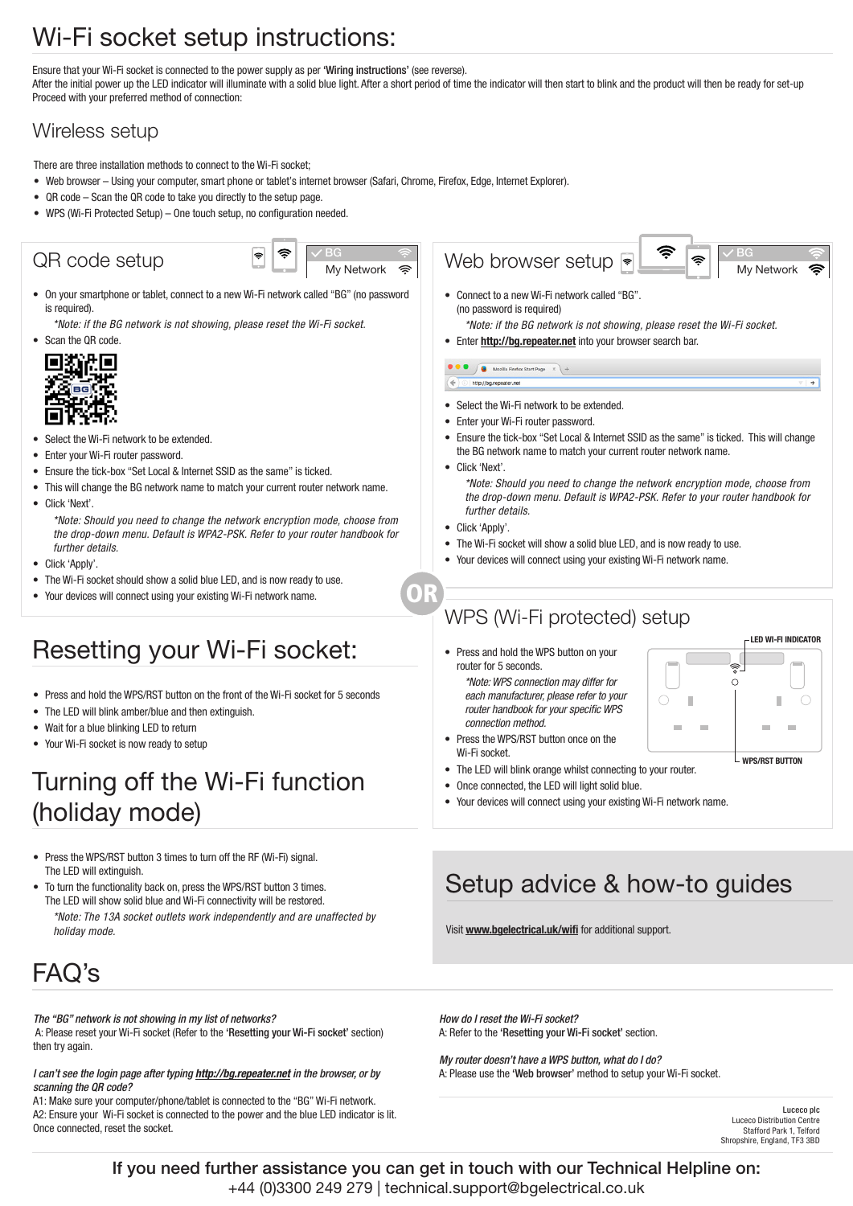# Wi-Fi socket setup instructions:

Ensure that your Wi-Fi socket is connected to the power supply as per **'Wiring instructions'** (see reverse).
After the initial power up the LED indicator will illuminate with a solid blue light. After a short period of time the indicator will then start to blink and the product will then be ready for set-up
Proceed with your preferred method of connection:

## Wireless setup

There are three installation methods to connect to the Wi-Fi socket;

- Web browser – Using your computer, smart phone or tablet's internet browser (Safari, Chrome, Firefox, Edge, Internet Explorer).
- QR code – Scan the QR code to take you directly to the setup page.
- WPS (Wi-Fi Protected Setup) – One touch setup, no configuration needed.

## QR code setup

- On your smartphone or tablet, connect to a new Wi-Fi network called "BG" (no password is required).

  *\*Note: if the BG network is not showing, please reset the Wi-Fi socket.*
- Scan the QR code.
- Select the Wi-Fi network to be extended.
- Enter your Wi-Fi router password.
- Ensure the tick-box "Set Local & Internet SSID as the same" is ticked.
- This will change the BG network name to match your current router network name.
- Click 'Next'.

  *\*Note: Should you need to change the network encryption mode, choose from the drop-down menu. Default is WPA2-PSK. Refer to your router handbook for further details.*
- Click 'Apply'.
- The Wi-Fi socket should show a solid blue LED, and is now ready to use.
- Your devices will connect using your existing Wi-Fi network name.

**OR**

## Web browser setup

- Connect to a new Wi-Fi network called "BG".
  (no password is required)

  *\*Note: if the BG network is not showing, please reset the Wi-Fi socket.*
- Enter **http://bg.repeater.net** into your browser search bar.
- Select the Wi-Fi network to be extended.
- Enter your Wi-Fi router password.
- Ensure the tick-box "Set Local & Internet SSID as the same" is ticked. This will change the BG network name to match your current router network name.
- Click 'Next'.

  *\*Note: Should you need to change the network encryption mode, choose from the drop-down menu. Default is WPA2-PSK. Refer to your router handbook for further details.*
- Click 'Apply'.
- The Wi-Fi socket will show a solid blue LED, and is now ready to use.
- Your devices will connect using your existing Wi-Fi network name.

## WPS (Wi-Fi protected) setup

- Press and hold the WPS button on your router for 5 seconds.

  *\*Note: WPS connection may differ for each manufacturer, please refer to your router handbook for your specific WPS connection method.*
- Press the WPS/RST button once on the Wi-Fi socket.
- The LED will blink orange whilst connecting to your router.
- Once connected, the LED will light solid blue.
- Your devices will connect using your existing Wi-Fi network name.

LED WI-FI INDICATOR

WPS/RST BUTTON

# Resetting your Wi-Fi socket:

- Press and hold the WPS/RST button on the front of the Wi-Fi socket for 5 seconds
- The LED will blink amber/blue and then extinguish.
- Wait for a blue blinking LED to return
- Your Wi-Fi socket is now ready to setup

# Turning off the Wi-Fi function (holiday mode)

- Press the WPS/RST button 3 times to turn off the RF (Wi-Fi) signal.
  The LED will extinguish.
- To turn the functionality back on, press the WPS/RST button 3 times.
  The LED will show solid blue and Wi-Fi connectivity will be restored.

  *\*Note: The 13A socket outlets work independently and are unaffected by holiday mode.*

# Setup advice & how-to guides

Visit **www.bgelectrical.uk/wifi** for additional support.

# FAQ's

*The "BG" network is not showing in my list of networks?*
A: Please reset your Wi-Fi socket (Refer to the **'Resetting your Wi-Fi socket'** section) then try again.

*I can't see the login page after typing **http://bg.repeater.net** in the browser, or by scanning the QR code?*
A1: Make sure your computer/phone/tablet is connected to the "BG" Wi-Fi network.
A2: Ensure your Wi-Fi socket is connected to the power and the blue LED indicator is lit.
Once connected, reset the socket.

*How do I reset the Wi-Fi socket?*
A: Refer to the **'Resetting your Wi-Fi socket'** section.

*My router doesn't have a WPS button, what do I do?*
A: Please use the **'Web browser'** method to setup your Wi-Fi socket.

**Luceco plc**
Luceco Distribution Centre
Stafford Park 1, Telford
Shropshire, England, TF3 3BD

If you need further assistance you can get in touch with our Technical Helpline on:
+44 (0)3300 249 279 | technical.support@bgelectrical.co.uk